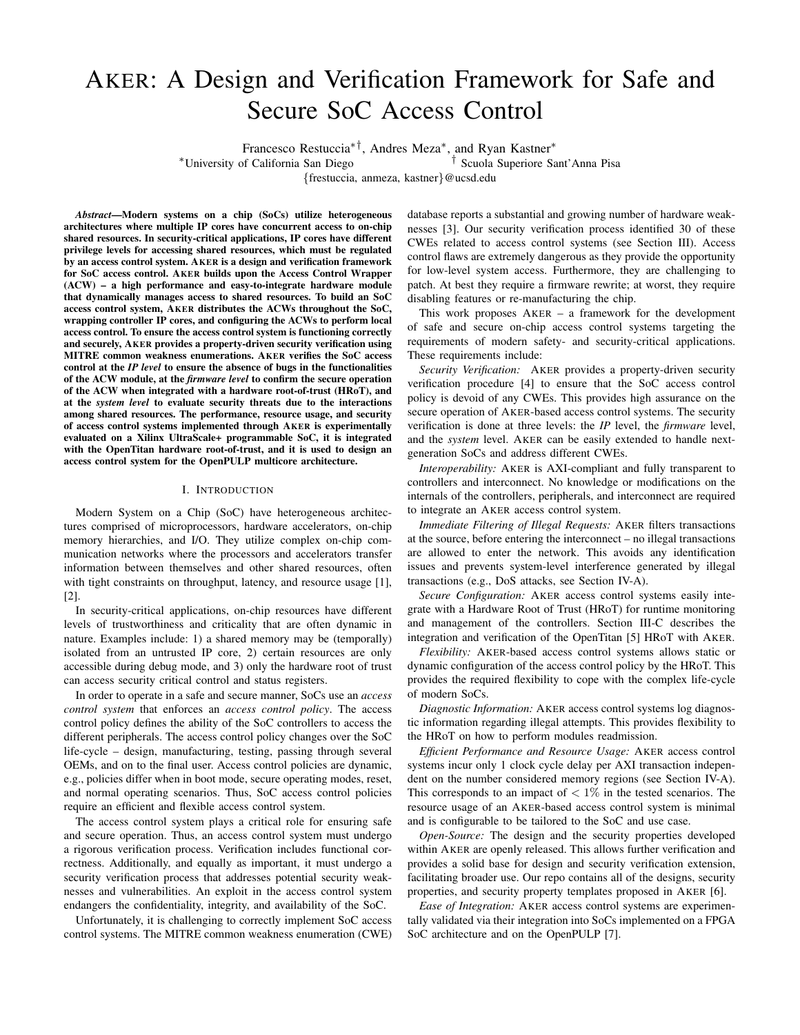# AKER: A Design and Verification Framework for Safe and Secure SoC Access Control

Francesco Restuccia[*†], Andres Meza[*], and Ryan Kastner[*]

[*]University of California San Diego [†] Scuola Superiore Sant'Anna Pisa

{frestuccia, anmeza, kastner}@ucsd.edu

***Abstract*—Modern systems on a chip (SoCs) utilize heterogeneous architectures where multiple IP cores have concurrent access to on-chip shared resources. In security-critical applications, IP cores have different privilege levels for accessing shared resources, which must be regulated by an access control system. AKER is a design and verification framework for SoC access control. AKER builds upon the Access Control Wrapper (ACW) – a high performance and easy-to-integrate hardware module that dynamically manages access to shared resources. To build an SoC access control system, AKER distributes the ACWs throughout the SoC, wrapping controller IP cores, and configuring the ACWs to perform local access control. To ensure the access control system is functioning correctly and securely, AKER provides a property-driven security verification using MITRE common weakness enumerations. AKER verifies the SoC access control at the *IP level* to ensure the absence of bugs in the functionalities of the ACW module, at the *firmware level* to confirm the secure operation of the ACW when integrated with a hardware root-of-trust (HRoT), and at the *system level* to evaluate security threats due to the interactions among shared resources. The performance, resource usage, and security of access control systems implemented through AKER is experimentally evaluated on a Xilinx UltraScale+ programmable SoC, it is integrated with the OpenTitan hardware root-of-trust, and it is used to design an access control system for the OpenPULP multicore architecture.**

## I. INTRODUCTION

Modern System on a Chip (SoC) have heterogeneous architectures comprised of microprocessors, hardware accelerators, on-chip memory hierarchies, and I/O. They utilize complex on-chip communication networks where the processors and accelerators transfer information between themselves and other shared resources, often with tight constraints on throughput, latency, and resource usage [1], [2].

In security-critical applications, on-chip resources have different levels of trustworthiness and criticality that are often dynamic in nature. Examples include: 1) a shared memory may be (temporally) isolated from an untrusted IP core, 2) certain resources are only accessible during debug mode, and 3) only the hardware root of trust can access security critical control and status registers.

In order to operate in a safe and secure manner, SoCs use an *access control system* that enforces an *access control policy*. The access control policy defines the ability of the SoC controllers to access the different peripherals. The access control policy changes over the SoC life-cycle – design, manufacturing, testing, passing through several OEMs, and on to the final user. Access control policies are dynamic, e.g., policies differ when in boot mode, secure operating modes, reset, and normal operating scenarios. Thus, SoC access control policies require an efficient and flexible access control system.

The access control system plays a critical role for ensuring safe and secure operation. Thus, an access control system must undergo a rigorous verification process. Verification includes functional correctness. Additionally, and equally as important, it must undergo a security verification process that addresses potential security weaknesses and vulnerabilities. An exploit in the access control system endangers the confidentiality, integrity, and availability of the SoC.

Unfortunately, it is challenging to correctly implement SoC access control systems. The MITRE common weakness enumeration (CWE) database reports a substantial and growing number of hardware weaknesses [3]. Our security verification process identified 30 of these CWEs related to access control systems (see Section III). Access control flaws are extremely dangerous as they provide the opportunity for low-level system access. Furthermore, they are challenging to patch. At best they require a firmware rewrite; at worst, they require disabling features or re-manufacturing the chip.

This work proposes AKER – a framework for the development of safe and secure on-chip access control systems targeting the requirements of modern safety- and security-critical applications. These requirements include:

*Security Verification:* AKER provides a property-driven security verification procedure [4] to ensure that the SoC access control policy is devoid of any CWEs. This provides high assurance on the secure operation of AKER-based access control systems. The security verification is done at three levels: the *IP* level, the *firmware* level, and the *system* level. AKER can be easily extended to handle next-generation SoCs and address different CWEs.

*Interoperability:* AKER is AXI-compliant and fully transparent to controllers and interconnect. No knowledge or modifications on the internals of the controllers, peripherals, and interconnect are required to integrate an AKER access control system.

*Immediate Filtering of Illegal Requests:* AKER filters transactions at the source, before entering the interconnect – no illegal transactions are allowed to enter the network. This avoids any identification issues and prevents system-level interference generated by illegal transactions (e.g., DoS attacks, see Section IV-A).

*Secure Configuration:* AKER access control systems easily integrate with a Hardware Root of Trust (HRoT) for runtime monitoring and management of the controllers. Section III-C describes the integration and verification of the OpenTitan [5] HRoT with AKER.

*Flexibility:* AKER-based access control systems allows static or dynamic configuration of the access control policy by the HRoT. This provides the required flexibility to cope with the complex life-cycle of modern SoCs.

*Diagnostic Information:* AKER access control systems log diagnostic information regarding illegal attempts. This provides flexibility to the HRoT on how to perform modules readmission.

*Efficient Performance and Resource Usage:* AKER access control systems incur only 1 clock cycle delay per AXI transaction independent on the number considered memory regions (see Section IV-A). This corresponds to an impact of $< 1\%$ in the tested scenarios. The resource usage of an AKER-based access control system is minimal and is configurable to be tailored to the SoC and use case.

*Open-Source:* The design and the security properties developed within AKER are openly released. This allows further verification and provides a solid base for design and security verification extension, facilitating broader use. Our repo contains all of the designs, security properties, and security property templates proposed in AKER [6].

*Ease of Integration:* AKER access control systems are experimentally validated via their integration into SoCs implemented on a FPGA SoC architecture and on the OpenPULP [7].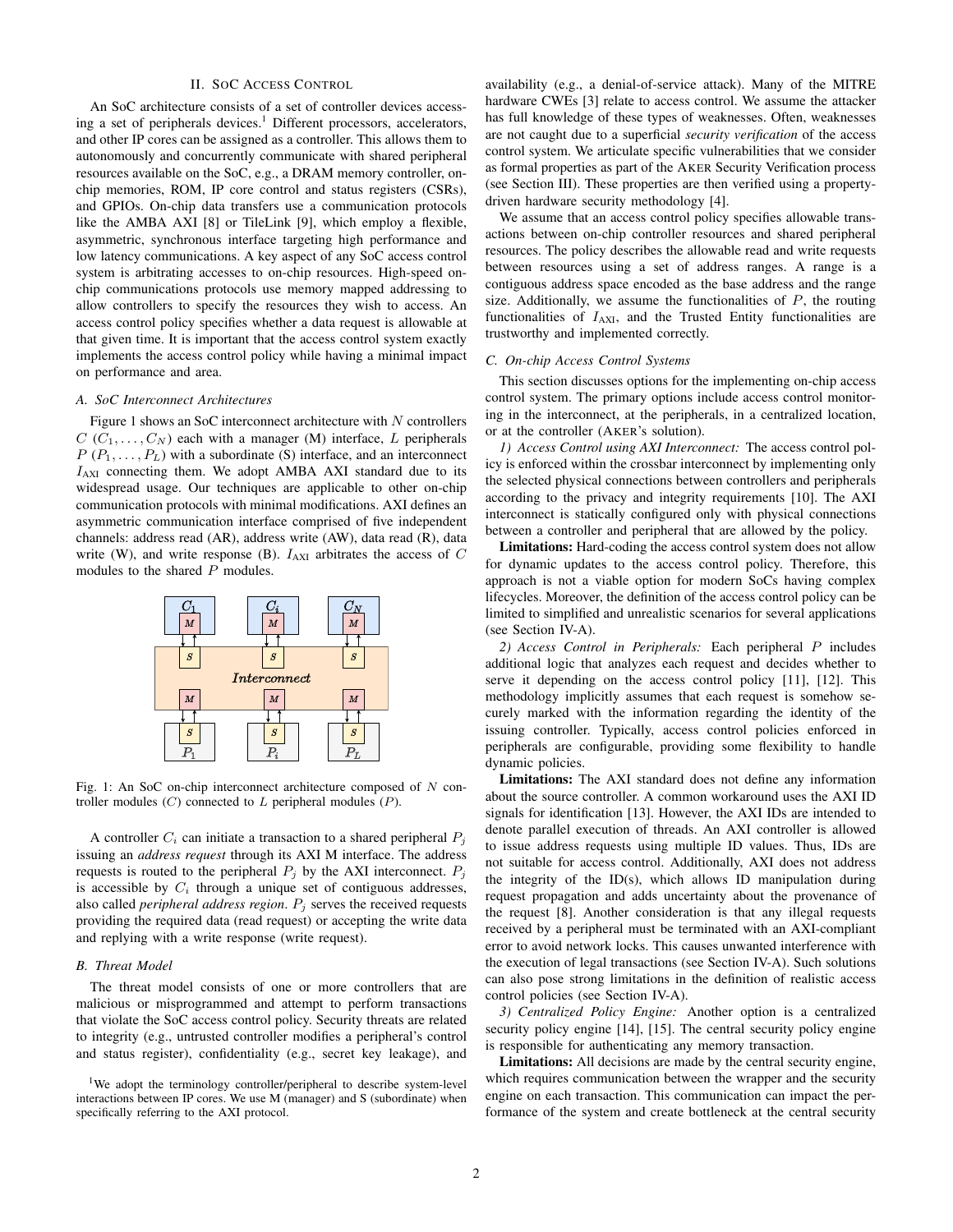## II. SoC Access Control

An SoC architecture consists of a set of controller devices accessing a set of peripherals devices.[1] Different processors, accelerators, and other IP cores can be assigned as a controller. This allows them to autonomously and concurrently communicate with shared peripheral resources available on the SoC, e.g., a DRAM memory controller, on-chip memories, ROM, IP core control and status registers (CSRs), and GPIOs. On-chip data transfers use a communication protocols like the AMBA AXI [8] or TileLink [9], which employ a flexible, asymmetric, synchronous interface targeting high performance and low latency communications. A key aspect of any SoC access control system is arbitrating accesses to on-chip resources. High-speed on-chip communications protocols use memory mapped addressing to allow controllers to specify the resources they wish to access. An access control policy specifies whether a data request is allowable at that given time. It is important that the access control system exactly implements the access control policy while having a minimal impact on performance and area.

### A. SoC Interconnect Architectures

Figure 1 shows an SoC interconnect architecture with $N$ controllers $C$ $(C_1, \ldots, C_N)$ each with a manager (M) interface, $L$ peripherals $P$ $(P_1, \ldots, P_L)$ with a subordinate (S) interface, and an interconnect $I_{\text{AXI}}$ connecting them. We adopt AMBA AXI standard due to its widespread usage. Our techniques are applicable to other on-chip communication protocols with minimal modifications. AXI defines an asymmetric communication interface comprised of five independent channels: address read (AR), address write (AW), data read (R), data write (W), and write response (B). $I_{\text{AXI}}$ arbitrates the access of $C$ modules to the shared $P$ modules.

Fig. 1: An SoC on-chip interconnect architecture composed of $N$ controller modules ($C$) connected to $L$ peripheral modules ($P$).

A controller $C_i$ can initiate a transaction to a shared peripheral $P_j$ issuing an *address request* through its AXI M interface. The address requests is routed to the peripheral $P_j$ by the AXI interconnect. $P_j$ is accessible by $C_i$ through a unique set of contiguous addresses, also called *peripheral address region*. $P_j$ serves the received requests providing the required data (read request) or accepting the write data and replying with a write response (write request).

### B. Threat Model

The threat model consists of one or more controllers that are malicious or misprogrammed and attempt to perform transactions that violate the SoC access control policy. Security threats are related to integrity (e.g., untrusted controller modifies a peripheral's control and status register), confidentiality (e.g., secret key leakage), and availability (e.g., a denial-of-service attack). Many of the MITRE hardware CWEs [3] relate to access control. We assume the attacker has full knowledge of these types of weaknesses. Often, weaknesses are not caught due to a superficial *security verification* of the access control system. We articulate specific vulnerabilities that we consider as formal properties as part of the Aker Security Verification process (see Section III). These properties are then verified using a property-driven hardware security methodology [4].

We assume that an access control policy specifies allowable transactions between on-chip controller resources and shared peripheral resources. The policy describes the allowable read and write requests between resources using a set of address ranges. A range is a contiguous address space encoded as the base address and the range size. Additionally, we assume the functionalities of $P$, the routing functionalities of $I_{\text{AXI}}$, and the Trusted Entity functionalities are trustworthy and implemented correctly.

### C. On-chip Access Control Systems

This section discusses options for the implementing on-chip access control system. The primary options include access control monitoring in the interconnect, at the peripherals, in a centralized location, or at the controller (Aker's solution).

*1) Access Control using AXI Interconnect:* The access control policy is enforced within the crossbar interconnect by implementing only the selected physical connections between controllers and peripherals according to the privacy and integrity requirements [10]. The AXI interconnect is statically configured only with physical connections between a controller and peripheral that are allowed by the policy.

**Limitations:** Hard-coding the access control system does not allow for dynamic updates to the access control policy. Therefore, this approach is not a viable option for modern SoCs having complex lifecycles. Moreover, the definition of the access control policy can be limited to simplified and unrealistic scenarios for several applications (see Section IV-A).

*2) Access Control in Peripherals:* Each peripheral $P$ includes additional logic that analyzes each request and decides whether to serve it depending on the access control policy [11], [12]. This methodology implicitly assumes that each request is somehow securely marked with the information regarding the identity of the issuing controller. Typically, access control policies enforced in peripherals are configurable, providing some flexibility to handle dynamic policies.

**Limitations:** The AXI standard does not define any information about the source controller. A common workaround uses the AXI ID signals for identification [13]. However, the AXI IDs are intended to denote parallel execution of threads. An AXI controller is allowed to issue address requests using multiple ID values. Thus, IDs are not suitable for access control. Additionally, AXI does not address the integrity of the ID(s), which allows ID manipulation during request propagation and adds uncertainty about the provenance of the request [8]. Another consideration is that any illegal requests received by a peripheral must be terminated with an AXI-compliant error to avoid network locks. This causes unwanted interference with the execution of legal transactions (see Section IV-A). Such solutions can also pose strong limitations in the definition of realistic access control policies (see Section IV-A).

*3) Centralized Policy Engine:* Another option is a centralized security policy engine [14], [15]. The central security policy engine is responsible for authenticating any memory transaction.

**Limitations:** All decisions are made by the central security engine, which requires communication between the wrapper and the security engine on each transaction. This communication can impact the performance of the system and create bottleneck at the central security

[1] We adopt the terminology controller/peripheral to describe system-level interactions between IP cores. We use M (manager) and S (subordinate) when specifically referring to the AXI protocol.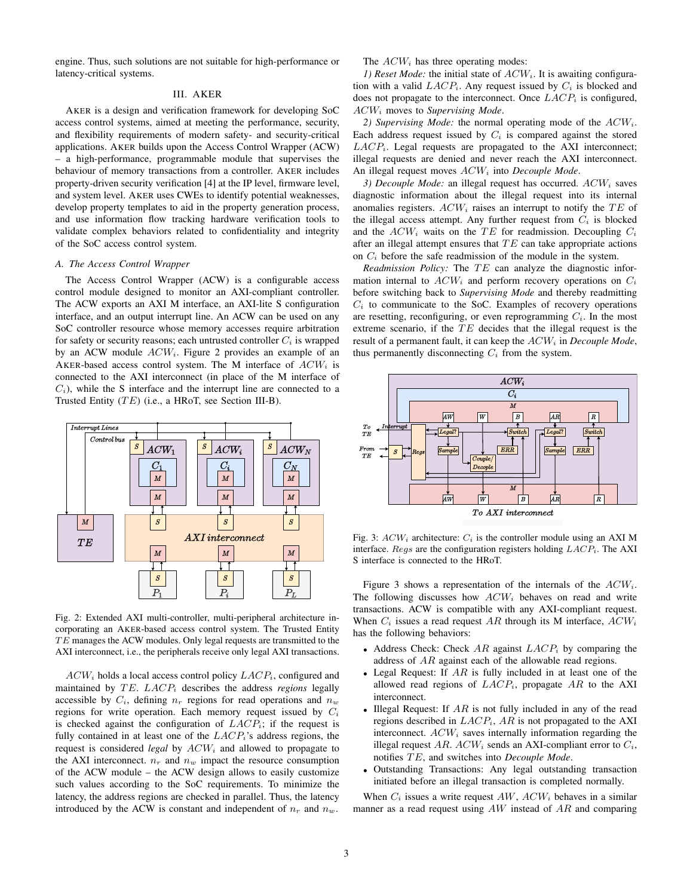engine. Thus, such solutions are not suitable for high-performance or latency-critical systems.

## III. AKER

AKER is a design and verification framework for developing SoC access control systems, aimed at meeting the performance, security, and flexibility requirements of modern safety- and security-critical applications. AKER builds upon the Access Control Wrapper (ACW) – a high-performance, programmable module that supervises the behaviour of memory transactions from a controller. AKER includes property-driven security verification [4] at the IP level, firmware level, and system level. AKER uses CWEs to identify potential weaknesses, develop property templates to aid in the property generation process, and use information flow tracking hardware verification tools to validate complex behaviors related to confidentiality and integrity of the SoC access control system.

### A. The Access Control Wrapper

The Access Control Wrapper (ACW) is a configurable access control module designed to monitor an AXI-compliant controller. The ACW exports an AXI M interface, an AXI-lite S configuration interface, and an output interrupt line. An ACW can be used on any SoC controller resource whose memory accesses require arbitration for safety or security reasons; each untrusted controller $C_i$ is wrapped by an ACW module $ACW_i$. Figure 2 provides an example of an AKER-based access control system. The M interface of $ACW_i$ is connected to the AXI interconnect (in place of the M interface of $C_i$), while the S interface and the interrupt line are connected to a Trusted Entity ($TE$) (i.e., a HRoT, see Section III-B).

Fig. 2: Extended AXI multi-controller, multi-peripheral architecture incorporating an AKER-based access control system. The Trusted Entity $TE$ manages the ACW modules. Only legal requests are transmitted to the AXI interconnect, i.e., the peripherals receive only legal AXI transactions.

$ACW_i$ holds a local access control policy $LACP_i$, configured and maintained by $TE$. $LACP_i$ describes the address *regions* legally accessible by $C_i$, defining $n_r$ regions for read operations and $n_w$ regions for write operation. Each memory request issued by $C_i$ is checked against the configuration of $LACP_i$; if the request is fully contained in at least one of the $LACP_i$'s address regions, the request is considered *legal* by $ACW_i$ and allowed to propagate to the AXI interconnect. $n_r$ and $n_w$ impact the resource consumption of the ACW module – the ACW design allows to easily customize such values according to the SoC requirements. To minimize the latency, the address regions are checked in parallel. Thus, the latency introduced by the ACW is constant and independent of $n_r$ and $n_w$.

The $ACW_i$ has three operating modes:

*1) Reset Mode:* the initial state of $ACW_i$. It is awaiting configuration with a valid $LACP_i$. Any request issued by $C_i$ is blocked and does not propagate to the interconnect. Once $LACP_i$ is configured, $ACW_i$ moves to *Supervising Mode*.

*2) Supervising Mode:* the normal operating mode of the $ACW_i$. Each address request issued by $C_i$ is compared against the stored $LACP_i$. Legal requests are propagated to the AXI interconnect; illegal requests are denied and never reach the AXI interconnect. An illegal request moves $ACW_i$ into *Decouple Mode*.

*3) Decouple Mode:* an illegal request has occurred. $ACW_i$ saves diagnostic information about the illegal request into its internal anomalies registers. $ACW_i$ raises an interrupt to notify the $TE$ of the illegal access attempt. Any further request from $C_i$ is blocked and the $ACW_i$ waits on the $TE$ for readmission. Decoupling $C_i$ after an illegal attempt ensures that $TE$ can take appropriate actions on $C_i$ before the safe readmission of the module in the system.

*Readmission Policy:* The $TE$ can analyze the diagnostic information internal to $ACW_i$ and perform recovery operations on $C_i$ before switching back to *Supervising Mode* and thereby readmitting $C_i$ to communicate to the SoC. Examples of recovery operations are resetting, reconfiguring, or even reprogramming $C_i$. In the most extreme scenario, if the $TE$ decides that the illegal request is the result of a permanent fault, it can keep the $ACW_i$ in *Decouple Mode*, thus permanently disconnecting $C_i$ from the system.

Fig. 3: $ACW_i$ architecture: $C_i$ is the controller module using an AXI M interface. $Regs$ are the configuration registers holding $LACP_i$. The AXI S interface is connected to the HRoT.

Figure 3 shows a representation of the internals of the $ACW_i$. The following discusses how $ACW_i$ behaves on read and write transactions. ACW is compatible with any AXI-compliant request. When $C_i$ issues a read request $AR$ through its M interface, $ACW_i$ has the following behaviors:

- Address Check: Check $AR$ against $LACP_i$ by comparing the address of $AR$ against each of the allowable read regions.
- Legal Request: If $AR$ is fully included in at least one of the allowed read regions of $LACP_i$, propagate $AR$ to the AXI interconnect.
- Illegal Request: If $AR$ is not fully included in any of the read regions described in $LACP_i$, $AR$ is not propagated to the AXI interconnect. $ACW_i$ saves internally information regarding the illegal request $AR$. $ACW_i$ sends an AXI-compliant error to $C_i$, notifies $TE$, and switches into *Decouple Mode*.
- Outstanding Transactions: Any legal outstanding transaction initiated before an illegal transaction is completed normally.

When $C_i$ issues a write request $AW$, $ACW_i$ behaves in a similar manner as a read request using $AW$ instead of $AR$ and comparing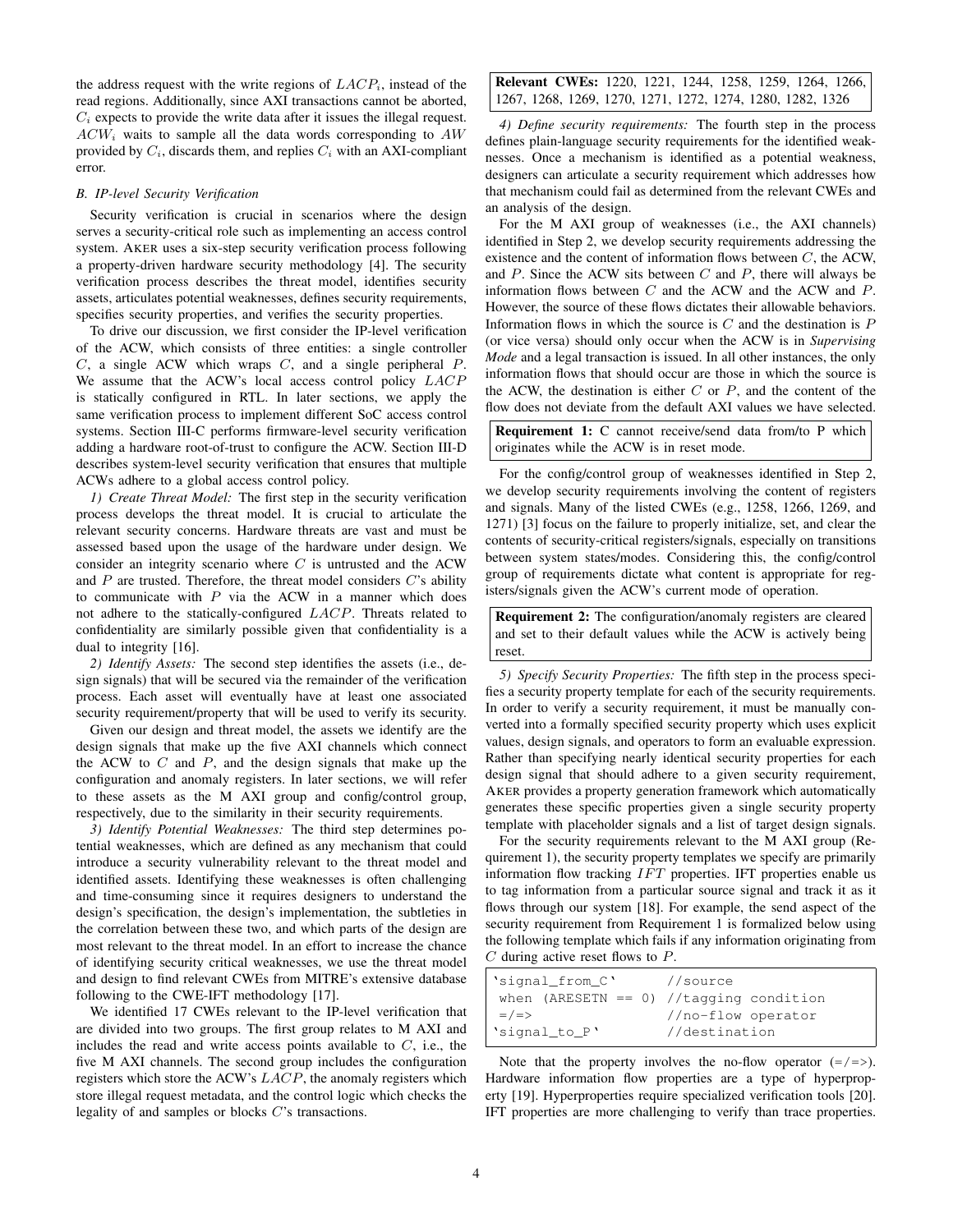the address request with the write regions of $LACP_i$, instead of the read regions. Additionally, since AXI transactions cannot be aborted, $C_i$ expects to provide the write data after it issues the illegal request. $ACW_i$ waits to sample all the data words corresponding to $AW$ provided by $C_i$, discards them, and replies $C_i$ with an AXI-compliant error.

### B. IP-level Security Verification

Security verification is crucial in scenarios where the design serves a security-critical role such as implementing an access control system. AKER uses a six-step security verification process following a property-driven hardware security methodology [4]. The security verification process describes the threat model, identifies security assets, articulates potential weaknesses, defines security requirements, specifies security properties, and verifies the security properties.

To drive our discussion, we first consider the IP-level verification of the ACW, which consists of three entities: a single controller $C$, a single ACW which wraps $C$, and a single peripheral $P$. We assume that the ACW's local access control policy $LACP$ is statically configured in RTL. In later sections, we apply the same verification process to implement different SoC access control systems. Section III-C performs firmware-level security verification adding a hardware root-of-trust to configure the ACW. Section III-D describes system-level security verification that ensures that multiple ACWs adhere to a global access control policy.

*1) Create Threat Model:* The first step in the security verification process develops the threat model. It is crucial to articulate the relevant security concerns. Hardware threats are vast and must be assessed based upon the usage of the hardware under design. We consider an integrity scenario where $C$ is untrusted and the ACW and $P$ are trusted. Therefore, the threat model considers $C$'s ability to communicate with $P$ via the ACW in a manner which does not adhere to the statically-configured $LACP$. Threats related to confidentiality are similarly possible given that confidentiality is a dual to integrity [16].

*2) Identify Assets:* The second step identifies the assets (i.e., design signals) that will be secured via the remainder of the verification process. Each asset will eventually have at least one associated security requirement/property that will be used to verify its security.

Given our design and threat model, the assets we identify are the design signals that make up the five AXI channels which connect the ACW to $C$ and $P$, and the design signals that make up the configuration and anomaly registers. In later sections, we will refer to these assets as the M AXI group and config/control group, respectively, due to the similarity in their security requirements.

*3) Identify Potential Weaknesses:* The third step determines potential weaknesses, which are defined as any mechanism that could introduce a security vulnerability relevant to the threat model and identified assets. Identifying these weaknesses is often challenging and time-consuming since it requires designers to understand the design's specification, the design's implementation, the subtleties in the correlation between these two, and which parts of the design are most relevant to the threat model. In an effort to increase the chance of identifying security critical weaknesses, we use the threat model and design to find relevant CWEs from MITRE's extensive database following to the CWE-IFT methodology [17].

We identified 17 CWEs relevant to the IP-level verification that are divided into two groups. The first group relates to M AXI and includes the read and write access points available to $C$, i.e., the five M AXI channels. The second group includes the configuration registers which store the ACW's $LACP$, the anomaly registers which store illegal request metadata, and the control logic which checks the legality of and samples or blocks $C$'s transactions.

**Relevant CWEs:** 1220, 1221, 1244, 1258, 1259, 1264, 1266, 1267, 1268, 1269, 1270, 1271, 1272, 1274, 1280, 1282, 1326

*4) Define security requirements:* The fourth step in the process defines plain-language security requirements for the identified weaknesses. Once a mechanism is identified as a potential weakness, designers can articulate a security requirement which addresses how that mechanism could fail as determined from the relevant CWEs and an analysis of the design.

For the M AXI group of weaknesses (i.e., the AXI channels) identified in Step 2, we develop security requirements addressing the existence and the content of information flows between $C$, the ACW, and $P$. Since the ACW sits between $C$ and $P$, there will always be information flows between $C$ and the ACW and the ACW and $P$. However, the source of these flows dictates their allowable behaviors. Information flows in which the source is $C$ and the destination is $P$ (or vice versa) should only occur when the ACW is in *Supervising Mode* and a legal transaction is issued. In all other instances, the only information flows that should occur are those in which the source is the ACW, the destination is either $C$ or $P$, and the content of the flow does not deviate from the default AXI values we have selected.

**Requirement 1:** C cannot receive/send data from/to P which originates while the ACW is in reset mode.

For the config/control group of weaknesses identified in Step 2, we develop security requirements involving the content of registers and signals. Many of the listed CWEs (e.g., 1258, 1266, 1269, and 1271) [3] focus on the failure to properly initialize, set, and clear the contents of security-critical registers/signals, especially on transitions between system states/modes. Considering this, the config/control group of requirements dictate what content is appropriate for registers/signals given the ACW's current mode of operation.

**Requirement 2:** The configuration/anomaly registers are cleared and set to their default values while the ACW is actively being reset.

*5) Specify Security Properties:* The fifth step in the process specifies a security property template for each of the security requirements. In order to verify a security requirement, it must be manually converted into a formally specified security property which uses explicit values, design signals, and operators to form an evaluable expression. Rather than specifying nearly identical security properties for each design signal that should adhere to a given security requirement, AKER provides a property generation framework which automatically generates these specific properties given a single security property template with placeholder signals and a list of target design signals.

For the security requirements relevant to the M AXI group (Requirement 1), the security property templates we specify are primarily information flow tracking $IFT$ properties. IFT properties enable us to tag information from a particular source signal and track it as it flows through our system [18]. For example, the send aspect of the security requirement from Requirement 1 is formalized below using the following template which fails if any information originating from $C$ during active reset flows to $P$.

```
`signal_from_C`         //source
 when (ARESETN == 0)  //tagging condition
 =/=>                  //no-flow operator
`signal_to_P`          //destination
```

Note that the property involves the no-flow operator (=/=>). Hardware information flow properties are a type of hyperproperty [19]. Hyperproperties require specialized verification tools [20]. IFT properties are more challenging to verify than trace properties.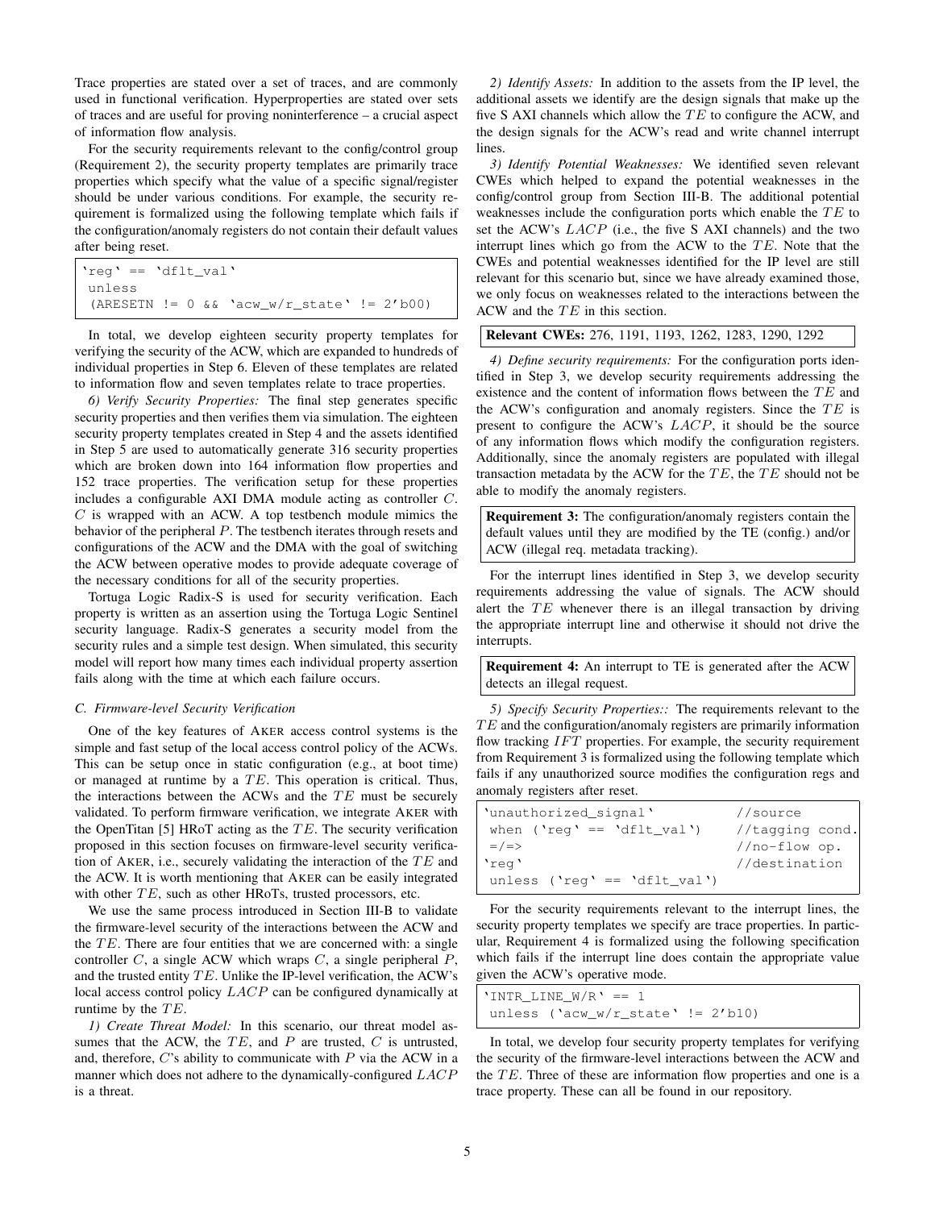Trace properties are stated over a set of traces, and are commonly used in functional verification. Hyperproperties are stated over sets of traces and are useful for proving noninterference – a crucial aspect of information flow analysis.

For the security requirements relevant to the config/control group (Requirement 2), the security property templates are primarily trace properties which specify what the value of a specific signal/register should be under various conditions. For example, the security requirement is formalized using the following template which fails if the configuration/anomaly registers do not contain their default values after being reset.

```
`reg` == `dflt_val`
 unless
 (ARESETN != 0 && `acw_w/r_state` != 2'b00)
```

In total, we develop eighteen security property templates for verifying the security of the ACW, which are expanded to hundreds of individual properties in Step 6. Eleven of these templates are related to information flow and seven templates relate to trace properties.

*6) Verify Security Properties:* The final step generates specific security properties and then verifies them via simulation. The eighteen security property templates created in Step 4 and the assets identified in Step 5 are used to automatically generate 316 security properties which are broken down into 164 information flow properties and 152 trace properties. The verification setup for these properties includes a configurable AXI DMA module acting as controller $C$. $C$ is wrapped with an ACW. A top testbench module mimics the behavior of the peripheral $P$. The testbench iterates through resets and configurations of the ACW and the DMA with the goal of switching the ACW between operative modes to provide adequate coverage of the necessary conditions for all of the security properties.

Tortuga Logic Radix-S is used for security verification. Each property is written as an assertion using the Tortuga Logic Sentinel security language. Radix-S generates a security model from the security rules and a simple test design. When simulated, this security model will report how many times each individual property assertion fails along with the time at which each failure occurs.

### C. Firmware-level Security Verification

One of the key features of AKER access control systems is the simple and fast setup of the local access control policy of the ACWs. This can be setup once in static configuration (e.g., at boot time) or managed at runtime by a $TE$. This operation is critical. Thus, the interactions between the ACWs and the $TE$ must be securely validated. To perform firmware verification, we integrate AKER with the OpenTitan [5] HRoT acting as the $TE$. The security verification proposed in this section focuses on firmware-level security verification of AKER, i.e., securely validating the interaction of the $TE$ and the ACW. It is worth mentioning that AKER can be easily integrated with other $TE$, such as other HRoTs, trusted processors, etc.

We use the same process introduced in Section III-B to validate the firmware-level security of the interactions between the ACW and the $TE$. There are four entities that we are concerned with: a single controller $C$, a single ACW which wraps $C$, a single peripheral $P$, and the trusted entity $TE$. Unlike the IP-level verification, the ACW's local access control policy $LACP$ can be configured dynamically at runtime by the $TE$.

*1) Create Threat Model:* In this scenario, our threat model assumes that the ACW, the $TE$, and $P$ are trusted, $C$ is untrusted, and, therefore, $C$'s ability to communicate with $P$ via the ACW in a manner which does not adhere to the dynamically-configured $LACP$ is a threat.

*2) Identify Assets:* In addition to the assets from the IP level, the additional assets we identify are the design signals that make up the five S AXI channels which allow the $TE$ to configure the ACW, and the design signals for the ACW's read and write channel interrupt lines.

*3) Identify Potential Weaknesses:* We identified seven relevant CWEs which helped to expand the potential weaknesses in the config/control group from Section III-B. The additional potential weaknesses include the configuration ports which enable the $TE$ to set the ACW's $LACP$ (i.e., the five S AXI channels) and the two interrupt lines which go from the ACW to the $TE$. Note that the CWEs and potential weaknesses identified for the IP level are still relevant for this scenario but, since we have already examined those, we only focus on weaknesses related to the interactions between the ACW and the $TE$ in this section.

**Relevant CWEs:** 276, 1191, 1193, 1262, 1283, 1290, 1292

*4) Define security requirements:* For the configuration ports identified in Step 3, we develop security requirements addressing the existence and the content of information flows between the $TE$ and the ACW's configuration and anomaly registers. Since the $TE$ is present to configure the ACW's $LACP$, it should be the source of any information flows which modify the configuration registers. Additionally, since the anomaly registers are populated with illegal transaction metadata by the ACW for the $TE$, the $TE$ should not be able to modify the anomaly registers.

**Requirement 3:** The configuration/anomaly registers contain the default values until they are modified by the TE (config.) and/or ACW (illegal req. metadata tracking).

For the interrupt lines identified in Step 3, we develop security requirements addressing the value of signals. The ACW should alert the $TE$ whenever there is an illegal transaction by driving the appropriate interrupt line and otherwise it should not drive the interrupts.

**Requirement 4:** An interrupt to TE is generated after the ACW detects an illegal request.

*5) Specify Security Properties::* The requirements relevant to the $TE$ and the configuration/anomaly registers are primarily information flow tracking $IFT$ properties. For example, the security requirement from Requirement 3 is formalized using the following template which fails if any unauthorized source modifies the configuration regs and anomaly registers after reset.

```
`unauthorized_signal`            //source
 when (`reg` == `dflt_val`)      //tagging cond.
 =/=>                            //no-flow op.
`reg`                            //destination
 unless (`reg` == `dflt_val`)
```

For the security requirements relevant to the interrupt lines, the security property templates we specify are trace properties. In particular, Requirement 4 is formalized using the following specification which fails if the interrupt line does contain the appropriate value given the ACW's operative mode.

```
`INTR_LINE_W/R` == 1
 unless (`acw_w/r_state` != 2'b10)
```

In total, we develop four security property templates for verifying the security of the firmware-level interactions between the ACW and the $TE$. Three of these are information flow properties and one is a trace property. These can all be found in our repository.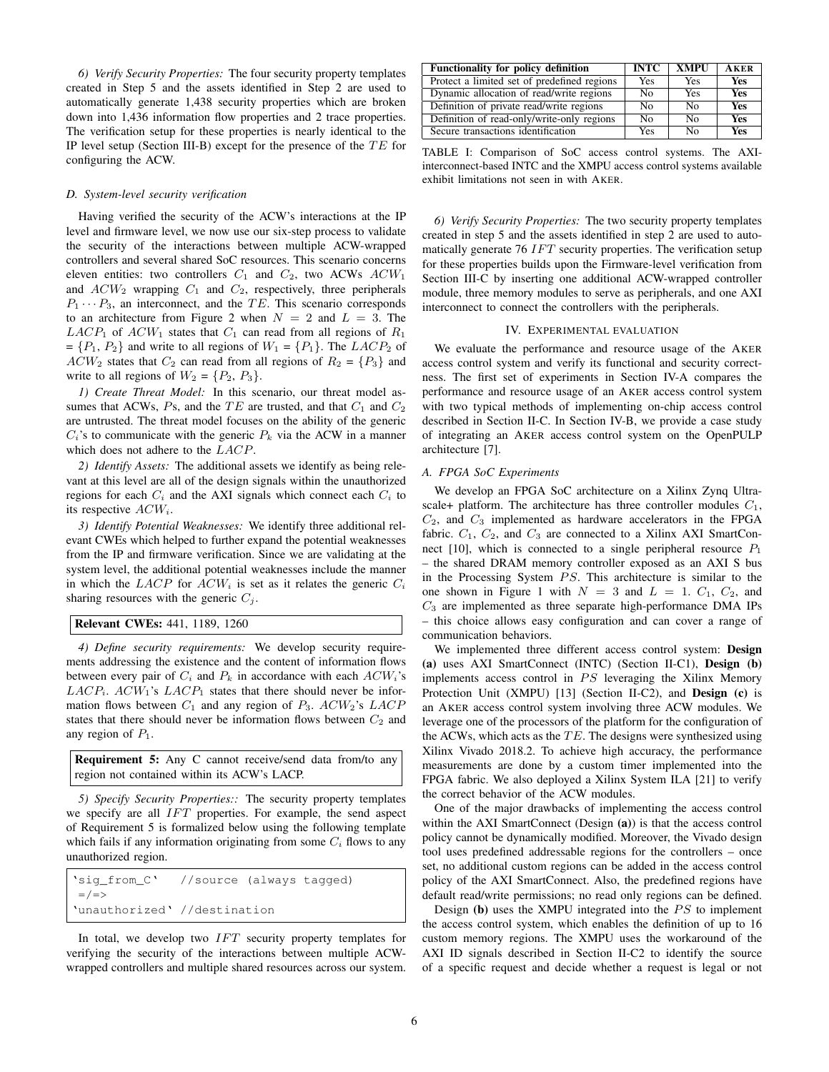*6) Verify Security Properties:* The four security property templates created in Step 5 and the assets identified in Step 2 are used to automatically generate 1,438 security properties which are broken down into 1,436 information flow properties and 2 trace properties. The verification setup for these properties is nearly identical to the IP level setup (Section III-B) except for the presence of the $TE$ for configuring the ACW.

### D. System-level security verification

Having verified the security of the ACW's interactions at the IP level and firmware level, we now use our six-step process to validate the security of the interactions between multiple ACW-wrapped controllers and several shared SoC resources. This scenario concerns eleven entities: two controllers $C_1$ and $C_2$, two ACWs $ACW_1$ and $ACW_2$ wrapping $C_1$ and $C_2$, respectively, three peripherals $P_1 \cdots P_3$, an interconnect, and the $TE$. This scenario corresponds to an architecture from Figure 2 when $N = 2$ and $L = 3$. The $LACP_1$ of $ACW_1$ states that $C_1$ can read from all regions of $R_1$ = $\{P_1, P_2\}$ and write to all regions of $W_1 = \{P_1\}$. The $LACP_2$ of $ACW_2$ states that $C_2$ can read from all regions of $R_2 = \{P_3\}$ and write to all regions of $W_2 = \{P_2, P_3\}$.

*1) Create Threat Model:* In this scenario, our threat model assumes that ACWs, $P$s, and the $TE$ are trusted, and that $C_1$ and $C_2$ are untrusted. The threat model focuses on the ability of the generic $C_i$'s to communicate with the generic $P_k$ via the ACW in a manner which does not adhere to the $LACP$.

*2) Identify Assets:* The additional assets we identify as being relevant at this level are all of the design signals within the unauthorized regions for each $C_i$ and the AXI signals which connect each $C_i$ to its respective $ACW_i$.

*3) Identify Potential Weaknesses:* We identify three additional relevant CWEs which helped to further expand the potential weaknesses from the IP and firmware verification. Since we are validating at the system level, the additional potential weaknesses include the manner in which the $LACP$ for $ACW_i$ is set as it relates the generic $C_i$ sharing resources with the generic $C_j$.

**Relevant CWEs:** 441, 1189, 1260

*4) Define security requirements:* We develop security requirements addressing the existence and the content of information flows between every pair of $C_i$ and $P_k$ in accordance with each $ACW_i$'s $LACP_i$. $ACW_1$'s $LACP_1$ states that there should never be information flows between $C_1$ and any region of $P_3$. $ACW_2$'s $LACP$ states that there should never be information flows between $C_2$ and any region of $P_1$.

**Requirement 5:** Any C cannot receive/send data from/to any region not contained within its ACW's LACP.

*5) Specify Security Properties::* The security property templates we specify are all $IFT$ properties. For example, the send aspect of Requirement 5 is formalized below using the following template which fails if any information originating from some $C_i$ flows to any unauthorized region.

```
'sig_from_C'   //source (always tagged)
 =/=>
'unauthorized' //destination
```

In total, we develop two $IFT$ security property templates for verifying the security of the interactions between multiple ACW-wrapped controllers and multiple shared resources across our system.

| Functionality for policy definition | INTC | XMPU | AKER |
|---|---|---|---|
| Protect a limited set of predefined regions | Yes | Yes | **Yes** |
| Dynamic allocation of read/write regions | No | Yes | **Yes** |
| Definition of private read/write regions | No | No | **Yes** |
| Definition of read-only/write-only regions | No | No | **Yes** |
| Secure transactions identification | Yes | No | **Yes** |

TABLE I: Comparison of SoC access control systems. The AXI-interconnect-based INTC and the XMPU access control systems available exhibit limitations not seen in with AKER.

*6) Verify Security Properties:* The two security property templates created in step 5 and the assets identified in step 2 are used to automatically generate 76 $IFT$ security properties. The verification setup for these properties builds upon the Firmware-level verification from Section III-C by inserting one additional ACW-wrapped controller module, three memory modules to serve as peripherals, and one AXI interconnect to connect the controllers with the peripherals.

## IV. Experimental evaluation

We evaluate the performance and resource usage of the AKER access control system and verify its functional and security correctness. The first set of experiments in Section IV-A compares the performance and resource usage of an AKER access control system with two typical methods of implementing on-chip access control described in Section II-C. In Section IV-B, we provide a case study of integrating an AKER access control system on the OpenPULP architecture [7].

### A. FPGA SoC Experiments

We develop an FPGA SoC architecture on a Xilinx Zynq Ultrascale+ platform. The architecture has three controller modules $C_1$, $C_2$, and $C_3$ implemented as hardware accelerators in the FPGA fabric. $C_1$, $C_2$, and $C_3$ are connected to a Xilinx AXI SmartConnect [10], which is connected to a single peripheral resource $P_1$ – the shared DRAM memory controller exposed as an AXI S bus in the Processing System $PS$. This architecture is similar to the one shown in Figure 1 with $N = 3$ and $L = 1$. $C_1$, $C_2$, and $C_3$ are implemented as three separate high-performance DMA IPs – this choice allows easy configuration and can cover a range of communication behaviors.

We implemented three different access control system: **Design (a)** uses AXI SmartConnect (INTC) (Section II-C1), **Design (b)** implements access control in $PS$ leveraging the Xilinx Memory Protection Unit (XMPU) [13] (Section II-C2), and **Design (c)** is an AKER access control system involving three ACW modules. We leverage one of the processors of the platform for the configuration of the ACWs, which acts as the $TE$. The designs were synthesized using Xilinx Vivado 2018.2. To achieve high accuracy, the performance measurements are done by a custom timer implemented into the FPGA fabric. We also deployed a Xilinx System ILA [21] to verify the correct behavior of the ACW modules.

One of the major drawbacks of implementing the access control within the AXI SmartConnect (Design **(a)**) is that the access control policy cannot be dynamically modified. Moreover, the Vivado design tool uses predefined addressable regions for the controllers – once set, no additional custom regions can be added in the access control policy of the AXI SmartConnect. Also, the predefined regions have default read/write permissions; no read only regions can be defined.

Design **(b)** uses the XMPU integrated into the $PS$ to implement the access control system, which enables the definition of up to 16 custom memory regions. The XMPU uses the workaround of the AXI ID signals described in Section II-C2 to identify the source of a specific request and decide whether a request is legal or not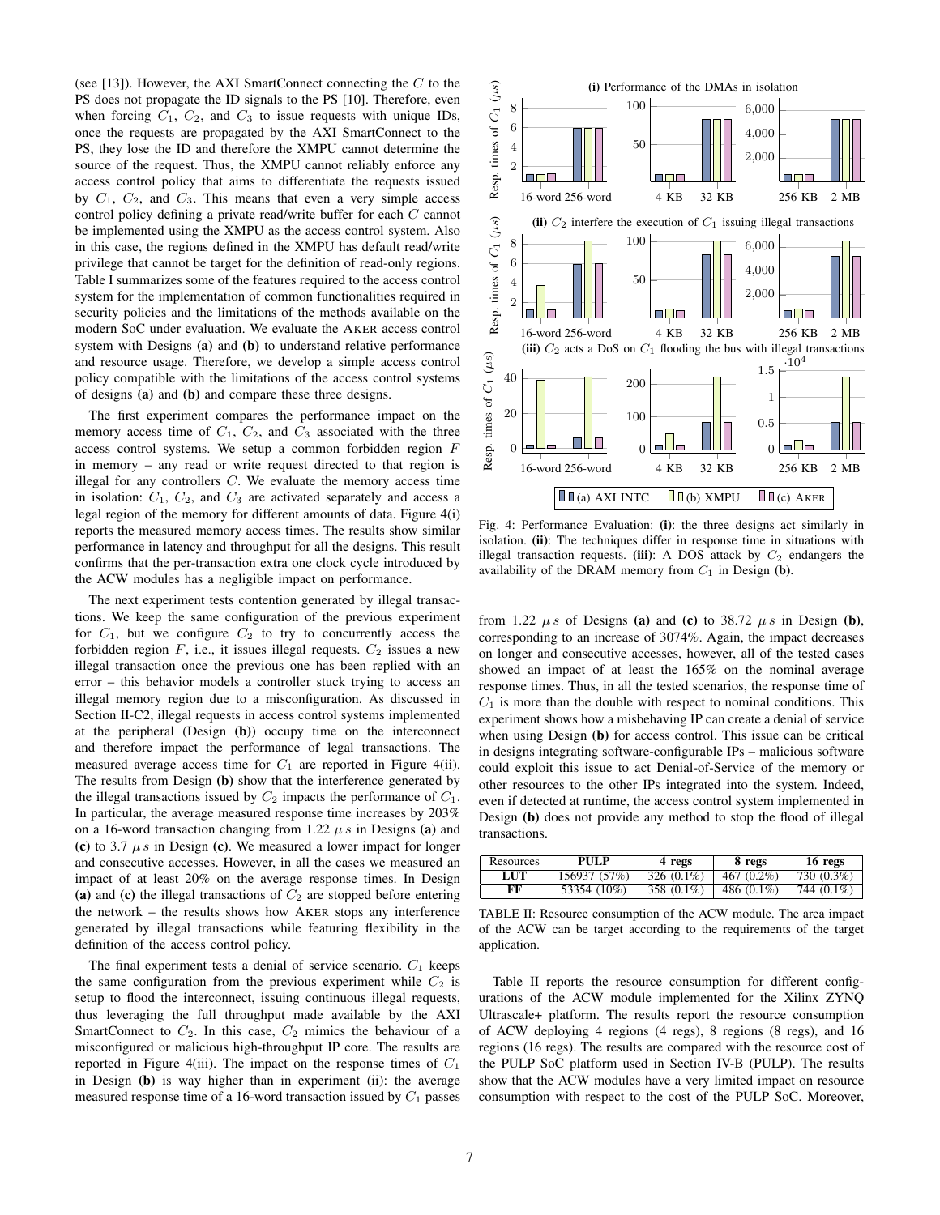(see [13]). However, the AXI SmartConnect connecting the $C$ to the PS does not propagate the ID signals to the PS [10]. Therefore, even when forcing $C_1$, $C_2$, and $C_3$ to issue requests with unique IDs, once the requests are propagated by the AXI SmartConnect to the PS, they lose the ID and therefore the XMPU cannot determine the source of the request. Thus, the XMPU cannot reliably enforce any access control policy that aims to differentiate the requests issued by $C_1$, $C_2$, and $C_3$. This means that even a very simple access control policy defining a private read/write buffer for each $C$ cannot be implemented using the XMPU as the access control system. Also in this case, the regions defined in the XMPU has default read/write privilege that cannot be target for the definition of read-only regions. Table I summarizes some of the features required to the access control system for the implementation of common functionalities required in security policies and the limitations of the methods available on the modern SoC under evaluation. We evaluate the AKER access control system with Designs **(a)** and **(b)** to understand relative performance and resource usage. Therefore, we develop a simple access control policy compatible with the limitations of the access control systems of designs **(a)** and **(b)** and compare these three designs.

The first experiment compares the performance impact on the memory access time of $C_1$, $C_2$, and $C_3$ associated with the three access control systems. We setup a common forbidden region $F$ in memory – any read or write request directed to that region is illegal for any controllers $C$. We evaluate the memory access time in isolation: $C_1$, $C_2$, and $C_3$ are activated separately and access a legal region of the memory for different amounts of data. Figure 4(i) reports the measured memory access times. The results show similar performance in latency and throughput for all the designs. This result confirms that the per-transaction extra one clock cycle introduced by the ACW modules has a negligible impact on performance.

The next experiment tests contention generated by illegal transactions. We keep the same configuration of the previous experiment for $C_1$, but we configure $C_2$ to try to concurrently access the forbidden region $F$, i.e., it issues illegal requests. $C_2$ issues a new illegal transaction once the previous one has been replied with an error – this behavior models a controller stuck trying to access an illegal memory region due to a misconfiguration. As discussed in Section II-C2, illegal requests in access control systems implemented at the peripheral (Design **(b)**) occupy time on the interconnect and therefore impact the performance of legal transactions. The measured average access time for $C_1$ are reported in Figure 4(ii). The results from Design **(b)** show that the interference generated by the illegal transactions issued by $C_2$ impacts the performance of $C_1$. In particular, the average measured response time increases by 203% on a 16-word transaction changing from 1.22 $\mu s$ in Designs **(a)** and **(c)** to 3.7 $\mu s$ in Design **(c)**. We measured a lower impact for longer and consecutive accesses. However, in all the cases we measured an impact of at least 20% on the average response times. In Design **(a)** and **(c)** the illegal transactions of $C_2$ are stopped before entering the network – the results shows how AKER stops any interference generated by illegal transactions while featuring flexibility in the definition of the access control policy.

The final experiment tests a denial of service scenario. $C_1$ keeps the same configuration from the previous experiment while $C_2$ is setup to flood the interconnect, issuing continuous illegal requests, thus leveraging the full throughput made available by the AXI SmartConnect to $C_2$. In this case, $C_2$ mimics the behaviour of a misconfigured or malicious high-throughput IP core. The results are reported in Figure 4(iii). The impact on the response times of $C_1$ in Design **(b)** is way higher than in experiment (ii): the average measured response time of a 16-word transaction issued by $C_1$ passes from 1.22 $\mu s$ of Designs **(a)** and **(c)** to 38.72 $\mu s$ in Design **(b)**, corresponding to an increase of 3074%. Again, the impact decreases on longer and consecutive accesses, however, all of the tested cases showed an impact of at least the 165% on the nominal average response times. Thus, in all the tested scenarios, the response time of $C_1$ is more than the double with respect to nominal conditions. This experiment shows how a misbehaving IP can create a denial of service when using Design **(b)** for access control. This issue can be critical in designs integrating software-configurable IPs – malicious software could exploit this issue to act Denial-of-Service of the memory or other resources to the other IPs integrated into the system. Indeed, even if detected at runtime, the access control system implemented in Design **(b)** does not provide any method to stop the flood of illegal transactions.

Fig. 4: Performance Evaluation: **(i)**: the three designs act similarly in isolation. **(ii)**: The techniques differ in response time in situations with illegal transaction requests. **(iii)**: A DOS attack by $C_2$ endangers the availability of the DRAM memory from $C_1$ in Design **(b)**.

| Resources | PULP | 4 regs | 8 regs | 16 regs |
|---|---|---|---|---|
| **LUT** | 156937 (57%) | 326 (0.1%) | 467 (0.2%) | 730 (0.3%) |
| **FF** | 53354 (10%) | 358 (0.1%) | 486 (0.1%) | 744 (0.1%) |

TABLE II: Resource consumption of the ACW module. The area impact of the ACW can be target according to the requirements of the target application.

Table II reports the resource consumption for different configurations of the ACW module implemented for the Xilinx ZYNQ Ultrascale+ platform. The results report the resource consumption of ACW deploying 4 regions (4 regs), 8 regions (8 regs), and 16 regions (16 regs). The results are compared with the resource cost of the PULP SoC platform used in Section IV-B (PULP). The results show that the ACW modules have a very limited impact on resource consumption with respect to the cost of the PULP SoC. Moreover,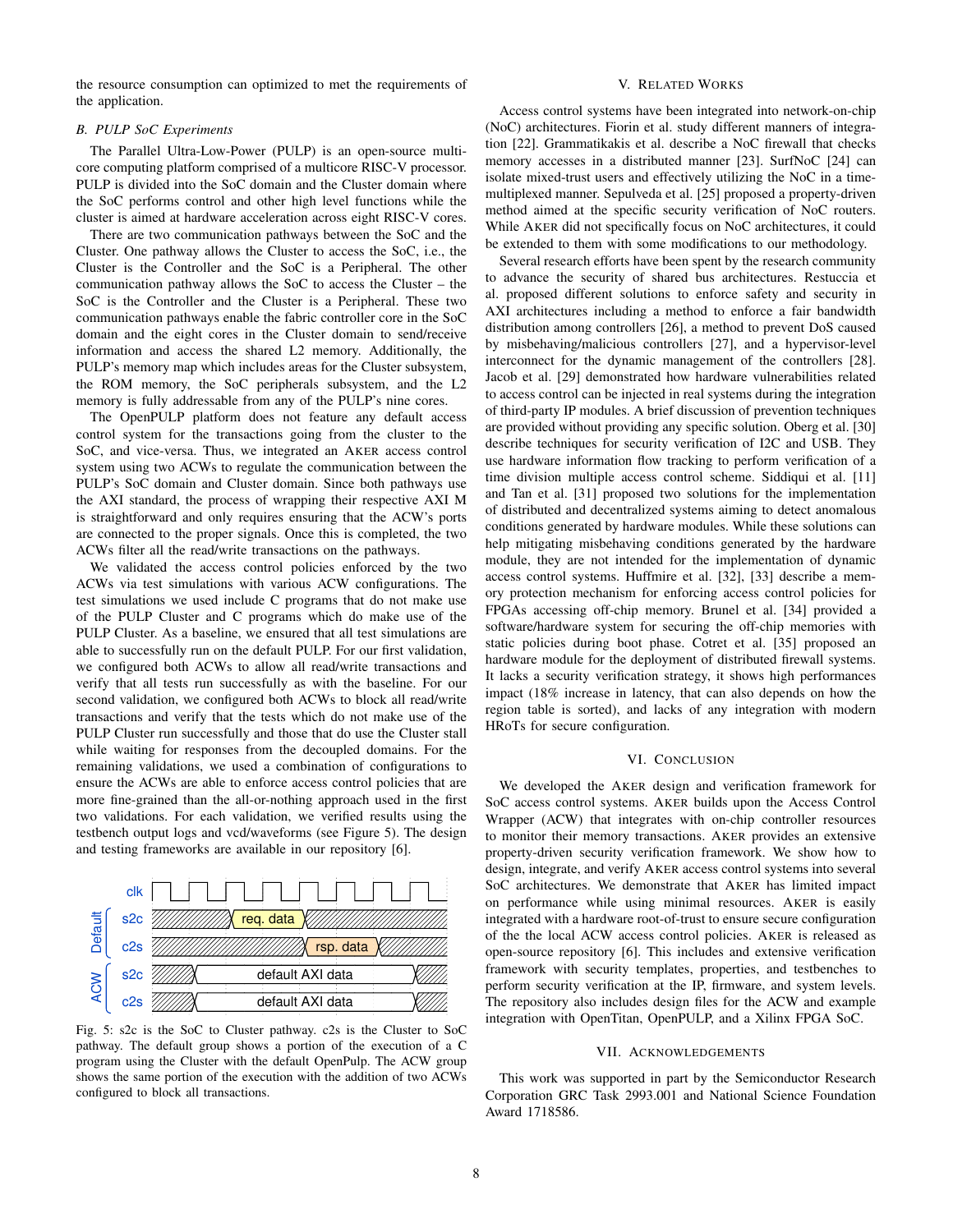the resource consumption can optimized to met the requirements of the application.

### B. PULP SoC Experiments

The Parallel Ultra-Low-Power (PULP) is an open-source multi-core computing platform comprised of a multicore RISC-V processor. PULP is divided into the SoC domain and the Cluster domain where the SoC performs control and other high level functions while the cluster is aimed at hardware acceleration across eight RISC-V cores.

There are two communication pathways between the SoC and the Cluster. One pathway allows the Cluster to access the SoC, i.e., the Cluster is the Controller and the SoC is a Peripheral. The other communication pathway allows the SoC to access the Cluster – the SoC is the Controller and the Cluster is a Peripheral. These two communication pathways enable the fabric controller core in the SoC domain and the eight cores in the Cluster domain to send/receive information and access the shared L2 memory. Additionally, the PULP's memory map which includes areas for the Cluster subsystem, the ROM memory, the SoC peripherals subsystem, and the L2 memory is fully addressable from any of the PULP's nine cores.

The OpenPULP platform does not feature any default access control system for the transactions going from the cluster to the SoC, and vice-versa. Thus, we integrated an AKER access control system using two ACWs to regulate the communication between the PULP's SoC domain and Cluster domain. Since both pathways use the AXI standard, the process of wrapping their respective AXI M is straightforward and only requires ensuring that the ACW's ports are connected to the proper signals. Once this is completed, the two ACWs filter all the read/write transactions on the pathways.

We validated the access control policies enforced by the two ACWs via test simulations with various ACW configurations. The test simulations we used include C programs that do not make use of the PULP Cluster and C programs which do make use of the PULP Cluster. As a baseline, we ensured that all test simulations are able to successfully run on the default PULP. For our first validation, we configured both ACWs to allow all read/write transactions and verify that all tests run successfully as with the baseline. For our second validation, we configured both ACWs to block all read/write transactions and verify that the tests which do not make use of the PULP Cluster run successfully and those that do use the Cluster stall while waiting for responses from the decoupled domains. For the remaining validations, we used a combination of configurations to ensure the ACWs are able to enforce access control policies that are more fine-grained than the all-or-nothing approach used in the first two validations. For each validation, we verified results using the testbench output logs and vcd/waveforms (see Figure 5). The design and testing frameworks are available in our repository [6].

Fig. 5: s2c is the SoC to Cluster pathway. c2s is the Cluster to SoC pathway. The default group shows a portion of the execution of a C program using the Cluster with the default OpenPulp. The ACW group shows the same portion of the execution with the addition of two ACWs configured to block all transactions.

## V. Related Works

Access control systems have been integrated into network-on-chip (NoC) architectures. Fiorin et al. study different manners of integration [22]. Grammatikakis et al. describe a NoC firewall that checks memory accesses in a distributed manner [23]. SurfNoC [24] can isolate mixed-trust users and effectively utilizing the NoC in a time-multiplexed manner. Sepulveda et al. [25] proposed a property-driven method aimed at the specific security verification of NoC routers. While AKER did not specifically focus on NoC architectures, it could be extended to them with some modifications to our methodology.

Several research efforts have been spent by the research community to advance the security of shared bus architectures. Restuccia et al. proposed different solutions to enforce safety and security in AXI architectures including a method to enforce a fair bandwidth distribution among controllers [26], a method to prevent DoS caused by misbehaving/malicious controllers [27], and a hypervisor-level interconnect for the dynamic management of the controllers [28]. Jacob et al. [29] demonstrated how hardware vulnerabilities related to access control can be injected in real systems during the integration of third-party IP modules. A brief discussion of prevention techniques are provided without providing any specific solution. Oberg et al. [30] describe techniques for security verification of I2C and USB. They use hardware information flow tracking to perform verification of a time division multiple access control scheme. Siddiqui et al. [11] and Tan et al. [31] proposed two solutions for the implementation of distributed and decentralized systems aiming to detect anomalous conditions generated by hardware modules. While these solutions can help mitigating misbehaving conditions generated by the hardware module, they are not intended for the implementation of dynamic access control systems. Huffmire et al. [32], [33] describe a memory protection mechanism for enforcing access control policies for FPGAs accessing off-chip memory. Brunel et al. [34] provided a software/hardware system for securing the off-chip memories with static policies during boot phase. Cotret et al. [35] proposed an hardware module for the deployment of distributed firewall systems. It lacks a security verification strategy, it shows high performances impact (18% increase in latency, that can also depends on how the region table is sorted), and lacks of any integration with modern HRoTs for secure configuration.

## VI. Conclusion

We developed the AKER design and verification framework for SoC access control systems. AKER builds upon the Access Control Wrapper (ACW) that integrates with on-chip controller resources to monitor their memory transactions. AKER provides an extensive property-driven security verification framework. We show how to design, integrate, and verify AKER access control systems into several SoC architectures. We demonstrate that AKER has limited impact on performance while using minimal resources. AKER is easily integrated with a hardware root-of-trust to ensure secure configuration of the the local ACW access control policies. AKER is released as open-source repository [6]. This includes and extensive verification framework with security templates, properties, and testbenches to perform security verification at the IP, firmware, and system levels. The repository also includes design files for the ACW and example integration with OpenTitan, OpenPULP, and a Xilinx FPGA SoC.

## VII. Acknowledgements

This work was supported in part by the Semiconductor Research Corporation GRC Task 2993.001 and National Science Foundation Award 1718586.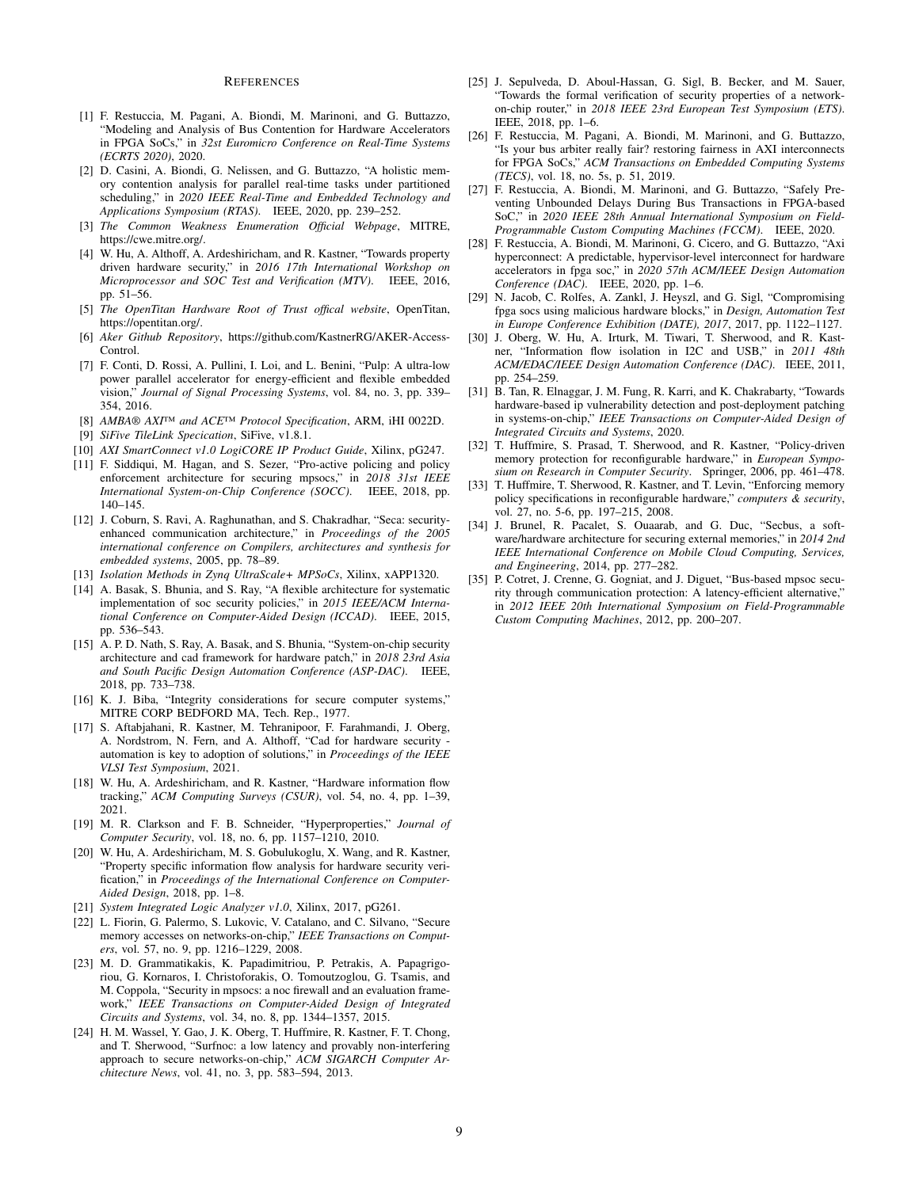## References

[1] F. Restuccia, M. Pagani, A. Biondi, M. Marinoni, and G. Buttazzo, "Modeling and Analysis of Bus Contention for Hardware Accelerators in FPGA SoCs," in *32st Euromicro Conference on Real-Time Systems (ECRTS 2020)*, 2020.

[2] D. Casini, A. Biondi, G. Nelissen, and G. Buttazzo, "A holistic memory contention analysis for parallel real-time tasks under partitioned scheduling," in *2020 IEEE Real-Time and Embedded Technology and Applications Symposium (RTAS)*. IEEE, 2020, pp. 239–252.

[3] *The Common Weakness Enumeration Official Webpage*, MITRE, https://cwe.mitre.org/.

[4] W. Hu, A. Althoff, A. Ardeshiricham, and R. Kastner, "Towards property driven hardware security," in *2016 17th International Workshop on Microprocessor and SOC Test and Verification (MTV)*. IEEE, 2016, pp. 51–56.

[5] *The OpenTitan Hardware Root of Trust offical website*, OpenTitan, https://opentitan.org/.

[6] *Aker Github Repository*, https://github.com/KastnerRG/AKER-Access-Control.

[7] F. Conti, D. Rossi, A. Pullini, I. Loi, and L. Benini, "Pulp: A ultra-low power parallel accelerator for energy-efficient and flexible embedded vision," *Journal of Signal Processing Systems*, vol. 84, no. 3, pp. 339–354, 2016.

[8] *AMBA® AXI™ and ACE™ Protocol Specification*, ARM, iHI 0022D.

[9] *SiFive TileLink Specication*, SiFive, v1.8.1.

[10] *AXI SmartConnect v1.0 LogiCORE IP Product Guide*, Xilinx, pG247.

[11] F. Siddiqui, M. Hagan, and S. Sezer, "Pro-active policing and policy enforcement architecture for securing mpsocs," in *2018 31st IEEE International System-on-Chip Conference (SOCC)*. IEEE, 2018, pp. 140–145.

[12] J. Coburn, S. Ravi, A. Raghunathan, and S. Chakradhar, "Seca: security-enhanced communication architecture," in *Proceedings of the 2005 international conference on Compilers, architectures and synthesis for embedded systems*, 2005, pp. 78–89.

[13] *Isolation Methods in Zynq UltraScale+ MPSoCs*, Xilinx, xAPP1320.

[14] A. Basak, S. Bhunia, and S. Ray, "A flexible architecture for systematic implementation of soc security policies," in *2015 IEEE/ACM International Conference on Computer-Aided Design (ICCAD)*. IEEE, 2015, pp. 536–543.

[15] A. P. D. Nath, S. Ray, A. Basak, and S. Bhunia, "System-on-chip security architecture and cad framework for hardware patch," in *2018 23rd Asia and South Pacific Design Automation Conference (ASP-DAC)*. IEEE, 2018, pp. 733–738.

[16] K. J. Biba, "Integrity considerations for secure computer systems," MITRE CORP BEDFORD MA, Tech. Rep., 1977.

[17] S. Aftabjahani, R. Kastner, M. Tehranipoor, F. Farahmandi, J. Oberg, A. Nordstrom, N. Fern, and A. Althoff, "Cad for hardware security - automation is key to adoption of solutions," in *Proceedings of the IEEE VLSI Test Symposium*, 2021.

[18] W. Hu, A. Ardeshiricham, and R. Kastner, "Hardware information flow tracking," *ACM Computing Surveys (CSUR)*, vol. 54, no. 4, pp. 1–39, 2021.

[19] M. R. Clarkson and F. B. Schneider, "Hyperproperties," *Journal of Computer Security*, vol. 18, no. 6, pp. 1157–1210, 2010.

[20] W. Hu, A. Ardeshiricham, M. S. Gobulukoglu, X. Wang, and R. Kastner, "Property specific information flow analysis for hardware security verification," in *Proceedings of the International Conference on Computer-Aided Design*, 2018, pp. 1–8.

[21] *System Integrated Logic Analyzer v1.0*, Xilinx, 2017, pG261.

[22] L. Fiorin, G. Palermo, S. Lukovic, V. Catalano, and C. Silvano, "Secure memory accesses on networks-on-chip," *IEEE Transactions on Computers*, vol. 57, no. 9, pp. 1216–1229, 2008.

[23] M. D. Grammatikakis, K. Papadimitriou, P. Petrakis, A. Papagrigoriou, G. Kornaros, I. Christoforakis, O. Tomoutzoglou, G. Tsamis, and M. Coppola, "Security in mpsocs: a noc firewall and an evaluation framework," *IEEE Transactions on Computer-Aided Design of Integrated Circuits and Systems*, vol. 34, no. 8, pp. 1344–1357, 2015.

[24] H. M. Wassel, Y. Gao, J. K. Oberg, T. Huffmire, R. Kastner, F. T. Chong, and T. Sherwood, "Surfnoc: a low latency and provably non-interfering approach to secure networks-on-chip," *ACM SIGARCH Computer Architecture News*, vol. 41, no. 3, pp. 583–594, 2013.

[25] J. Sepulveda, D. Aboul-Hassan, G. Sigl, B. Becker, and M. Sauer, "Towards the formal verification of security properties of a network-on-chip router," in *2018 IEEE 23rd European Test Symposium (ETS)*. IEEE, 2018, pp. 1–6.

[26] F. Restuccia, M. Pagani, A. Biondi, M. Marinoni, and G. Buttazzo, "Is your bus arbiter really fair? restoring fairness in AXI interconnects for FPGA SoCs," *ACM Transactions on Embedded Computing Systems (TECS)*, vol. 18, no. 5s, p. 51, 2019.

[27] F. Restuccia, A. Biondi, M. Marinoni, and G. Buttazzo, "Safely Preventing Unbounded Delays During Bus Transactions in FPGA-based SoC," in *2020 IEEE 28th Annual International Symposium on Field-Programmable Custom Computing Machines (FCCM)*. IEEE, 2020.

[28] F. Restuccia, A. Biondi, M. Marinoni, G. Cicero, and G. Buttazzo, "Axi hyperconnect: A predictable, hypervisor-level interconnect for hardware accelerators in fpga soc," in *2020 57th ACM/IEEE Design Automation Conference (DAC)*. IEEE, 2020, pp. 1–6.

[29] N. Jacob, C. Rolfes, A. Zankl, J. Heyszl, and G. Sigl, "Compromising fpga socs using malicious hardware blocks," in *Design, Automation Test in Europe Conference Exhibition (DATE), 2017*, 2017, pp. 1122–1127.

[30] J. Oberg, W. Hu, A. Irturk, M. Tiwari, T. Sherwood, and R. Kastner, "Information flow isolation in I2C and USB," in *2011 48th ACM/EDAC/IEEE Design Automation Conference (DAC)*. IEEE, 2011, pp. 254–259.

[31] B. Tan, R. Elnaggar, J. M. Fung, R. Karri, and K. Chakrabarty, "Towards hardware-based ip vulnerability detection and post-deployment patching in systems-on-chip," *IEEE Transactions on Computer-Aided Design of Integrated Circuits and Systems*, 2020.

[32] T. Huffmire, S. Prasad, T. Sherwood, and R. Kastner, "Policy-driven memory protection for reconfigurable hardware," in *European Symposium on Research in Computer Security*. Springer, 2006, pp. 461–478.

[33] T. Huffmire, T. Sherwood, R. Kastner, and T. Levin, "Enforcing memory policy specifications in reconfigurable hardware," *computers & security*, vol. 27, no. 5-6, pp. 197–215, 2008.

[34] J. Brunel, R. Pacalet, S. Ouaarab, and G. Duc, "Secbus, a software/hardware architecture for securing external memories," in *2014 2nd IEEE International Conference on Mobile Cloud Computing, Services, and Engineering*, 2014, pp. 277–282.

[35] P. Cotret, J. Crenne, G. Gogniat, and J. Diguet, "Bus-based mpsoc security through communication protection: A latency-efficient alternative," in *2012 IEEE 20th International Symposium on Field-Programmable Custom Computing Machines*, 2012, pp. 200–207.